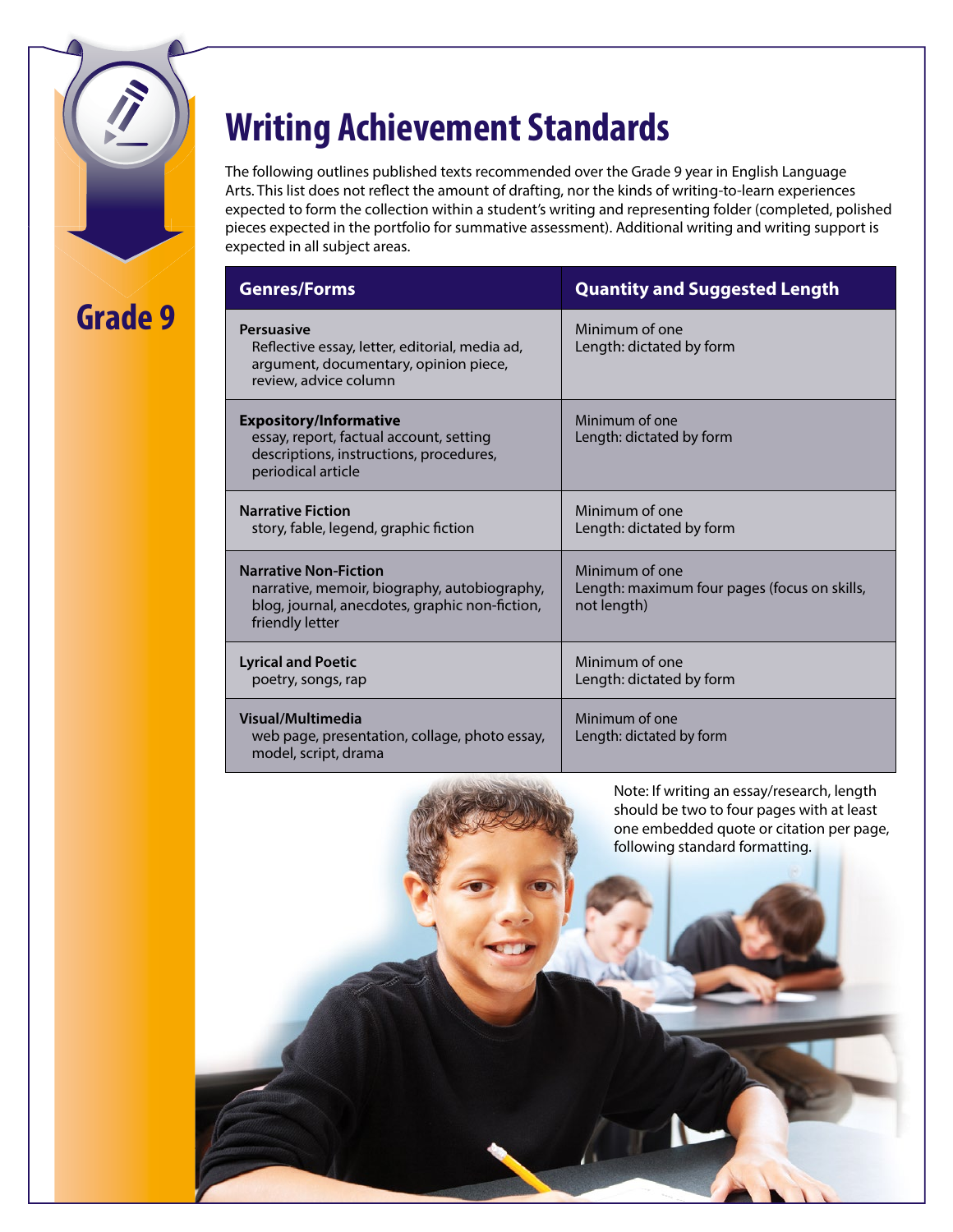# Writing Achievement Standards

Grade 9

The following outlines published texts recommended over the Grade 9 year in English Language Arts. This list does not reflect the amount of drafting, nor the kinds of writing-to-learn experiences expected to form the collection within a student's writing and representing folder (completed, polished pieces expected in the portfolio for summative assessment). Additional writing and writing support is expected in all subject areas.

| Genres/Forms | Quantity and Suggested Length |
|---|---|
| **Persuasive**<br>Reflective essay, letter, editorial, media ad, argument, documentary, opinion piece, review, advice column | Minimum of one<br>Length: dictated by form |
| **Expository/Informative**<br>essay, report, factual account, setting descriptions, instructions, procedures, periodical article | Minimum of one<br>Length: dictated by form |
| **Narrative Fiction**<br>story, fable, legend, graphic fiction | Minimum of one<br>Length: dictated by form |
| **Narrative Non-Fiction**<br>narrative, memoir, biography, autobiography, blog, journal, anecdotes, graphic non-fiction, friendly letter | Minimum of one<br>Length: maximum four pages (focus on skills, not length) |
| **Lyrical and Poetic**<br>poetry, songs, rap | Minimum of one<br>Length: dictated by form |
| **Visual/Multimedia**<br>web page, presentation, collage, photo essay, model, script, drama | Minimum of one<br>Length: dictated by form |

Note: If writing an essay/research, length should be two to four pages with at least one embedded quote or citation per page, following standard formatting.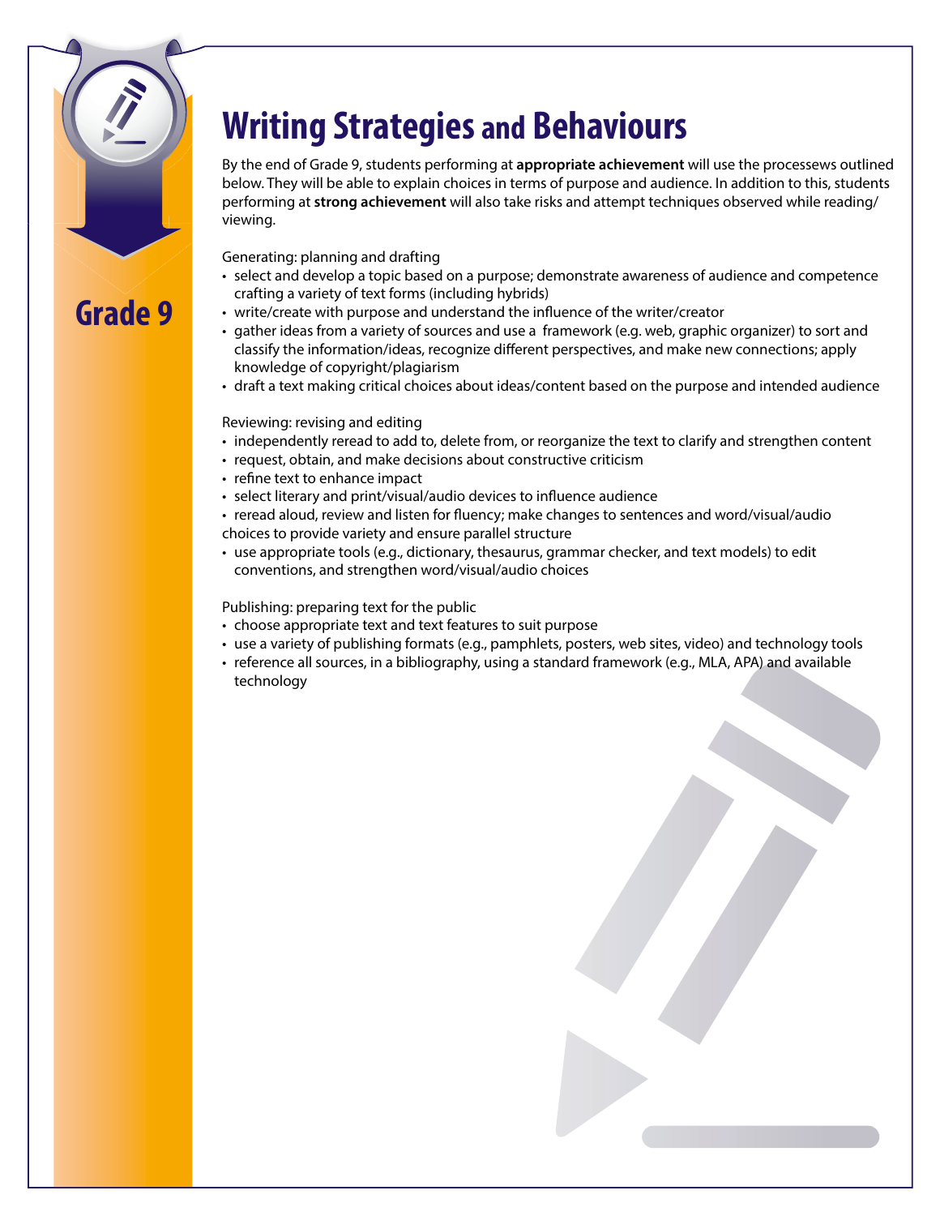Grade 9

# Writing Strategies and Behaviours

By the end of Grade 9, students performing at **appropriate achievement** will use the processews outlined below. They will be able to explain choices in terms of purpose and audience. In addition to this, students performing at **strong achievement** will also take risks and attempt techniques observed while reading/ viewing.

Generating: planning and drafting

- select and develop a topic based on a purpose; demonstrate awareness of audience and competence crafting a variety of text forms (including hybrids)
- write/create with purpose and understand the influence of the writer/creator
- gather ideas from a variety of sources and use a framework (e.g. web, graphic organizer) to sort and classify the information/ideas, recognize different perspectives, and make new connections; apply knowledge of copyright/plagiarism
- draft a text making critical choices about ideas/content based on the purpose and intended audience

Reviewing: revising and editing

- independently reread to add to, delete from, or reorganize the text to clarify and strengthen content
- request, obtain, and make decisions about constructive criticism
- refine text to enhance impact
- select literary and print/visual/audio devices to influence audience
- reread aloud, review and listen for fluency; make changes to sentences and word/visual/audio choices to provide variety and ensure parallel structure
- use appropriate tools (e.g., dictionary, thesaurus, grammar checker, and text models) to edit conventions, and strengthen word/visual/audio choices

Publishing: preparing text for the public

- choose appropriate text and text features to suit purpose
- use a variety of publishing formats (e.g., pamphlets, posters, web sites, video) and technology tools
- reference all sources, in a bibliography, using a standard framework (e.g., MLA, APA) and available technology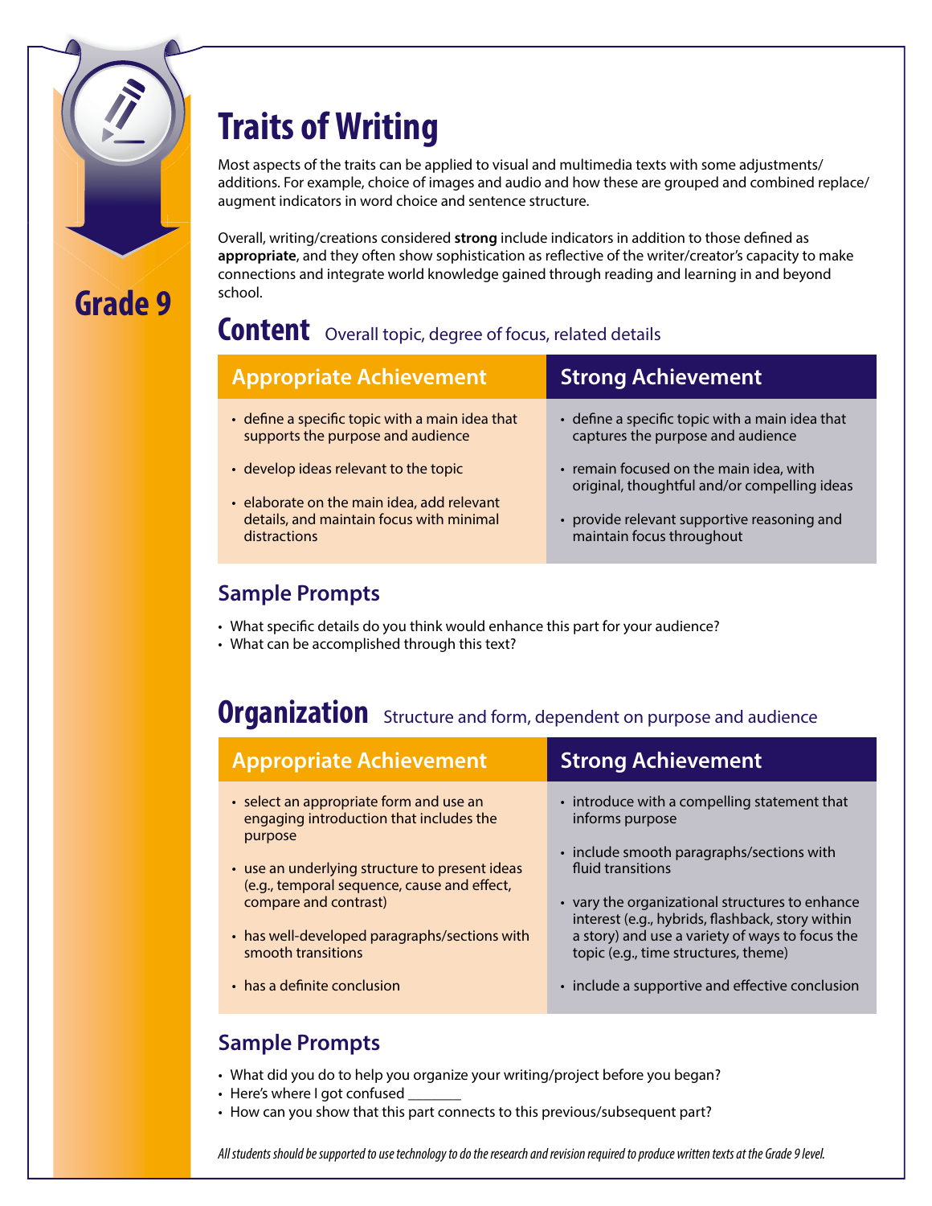Grade 9

# Traits of Writing

Most aspects of the traits can be applied to visual and multimedia texts with some adjustments/additions. For example, choice of images and audio and how these are grouped and combined replace/augment indicators in word choice and sentence structure.

Overall, writing/creations considered **strong** include indicators in addition to those defined as **appropriate**, and they often show sophistication as reflective of the writer/creator's capacity to make connections and integrate world knowledge gained through reading and learning in and beyond school.

## Content Overall topic, degree of focus, related details

| Appropriate Achievement | Strong Achievement |
|---|---|
| • define a specific topic with a main idea that supports the purpose and audience<br>• develop ideas relevant to the topic<br>• elaborate on the main idea, add relevant details, and maintain focus with minimal distractions | • define a specific topic with a main idea that captures the purpose and audience<br>• remain focused on the main idea, with original, thoughtful and/or compelling ideas<br>• provide relevant supportive reasoning and maintain focus throughout |

### Sample Prompts

- What specific details do you think would enhance this part for your audience?
- What can be accomplished through this text?

## Organization Structure and form, dependent on purpose and audience

| Appropriate Achievement | Strong Achievement |
|---|---|
| • select an appropriate form and use an engaging introduction that includes the purpose<br>• use an underlying structure to present ideas (e.g., temporal sequence, cause and effect, compare and contrast)<br>• has well-developed paragraphs/sections with smooth transitions<br>• has a definite conclusion | • introduce with a compelling statement that informs purpose<br>• include smooth paragraphs/sections with fluid transitions<br>• vary the organizational structures to enhance interest (e.g., hybrids, flashback, story within a story) and use a variety of ways to focus the topic (e.g., time structures, theme)<br>• include a supportive and effective conclusion |

### Sample Prompts

- What did you do to help you organize your writing/project before you began?
- Here's where I got confused _______
- How can you show that this part connects to this previous/subsequent part?

*All students should be supported to use technology to do the research and revision required to produce written texts at the Grade 9 level.*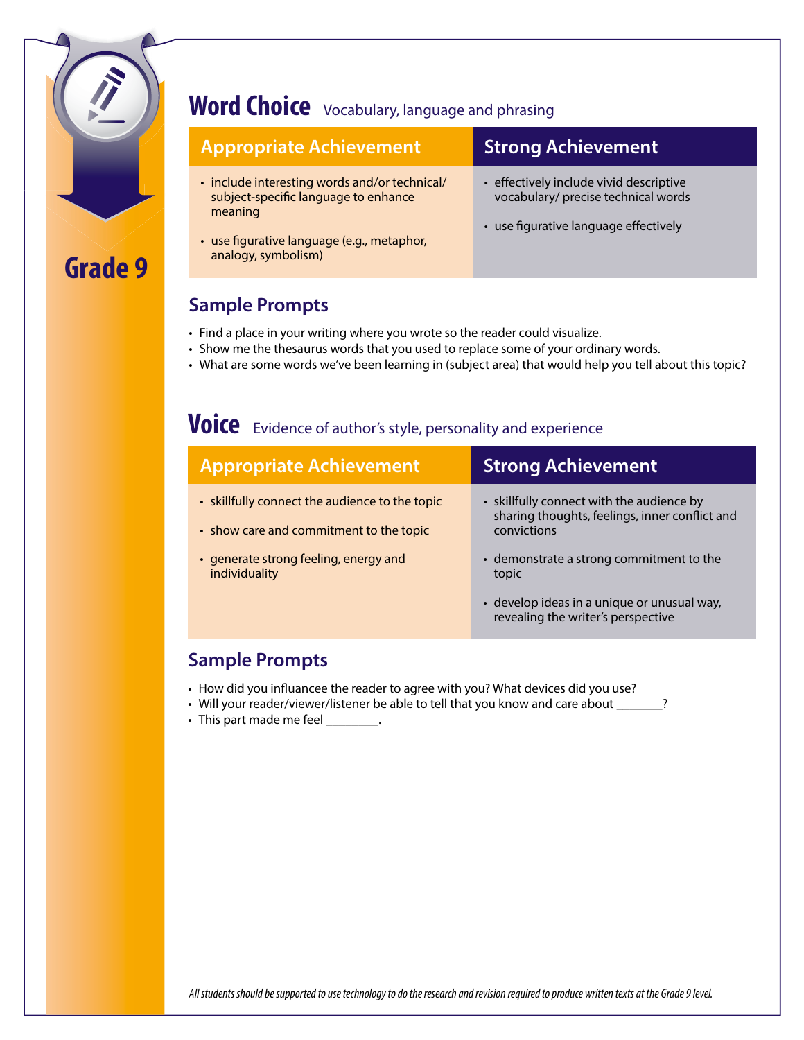Grade 9

## Word Choice Vocabulary, language and phrasing

| Appropriate Achievement | Strong Achievement |
|---|---|
| • include interesting words and/or technical/ subject-specific language to enhance meaning<br>• use figurative language (e.g., metaphor, analogy, symbolism) | • effectively include vivid descriptive vocabulary/ precise technical words<br>• use figurative language effectively |

### Sample Prompts

- Find a place in your writing where you wrote so the reader could visualize.
- Show me the thesaurus words that you used to replace some of your ordinary words.
- What are some words we've been learning in (subject area) that would help you tell about this topic?

## Voice Evidence of author's style, personality and experience

| Appropriate Achievement | Strong Achievement |
|---|---|
| • skillfully connect the audience to the topic<br>• show care and commitment to the topic<br>• generate strong feeling, energy and individuality | • skillfully connect with the audience by sharing thoughts, feelings, inner conflict and convictions<br>• demonstrate a strong commitment to the topic<br>• develop ideas in a unique or unusual way, revealing the writer's perspective |

### Sample Prompts

- How did you influancee the reader to agree with you? What devices did you use?
- Will your reader/viewer/listener be able to tell that you know and care about _______?
- This part made me feel ________.

*All students should be supported to use technology to do the research and revision required to produce written texts at the Grade 9 level.*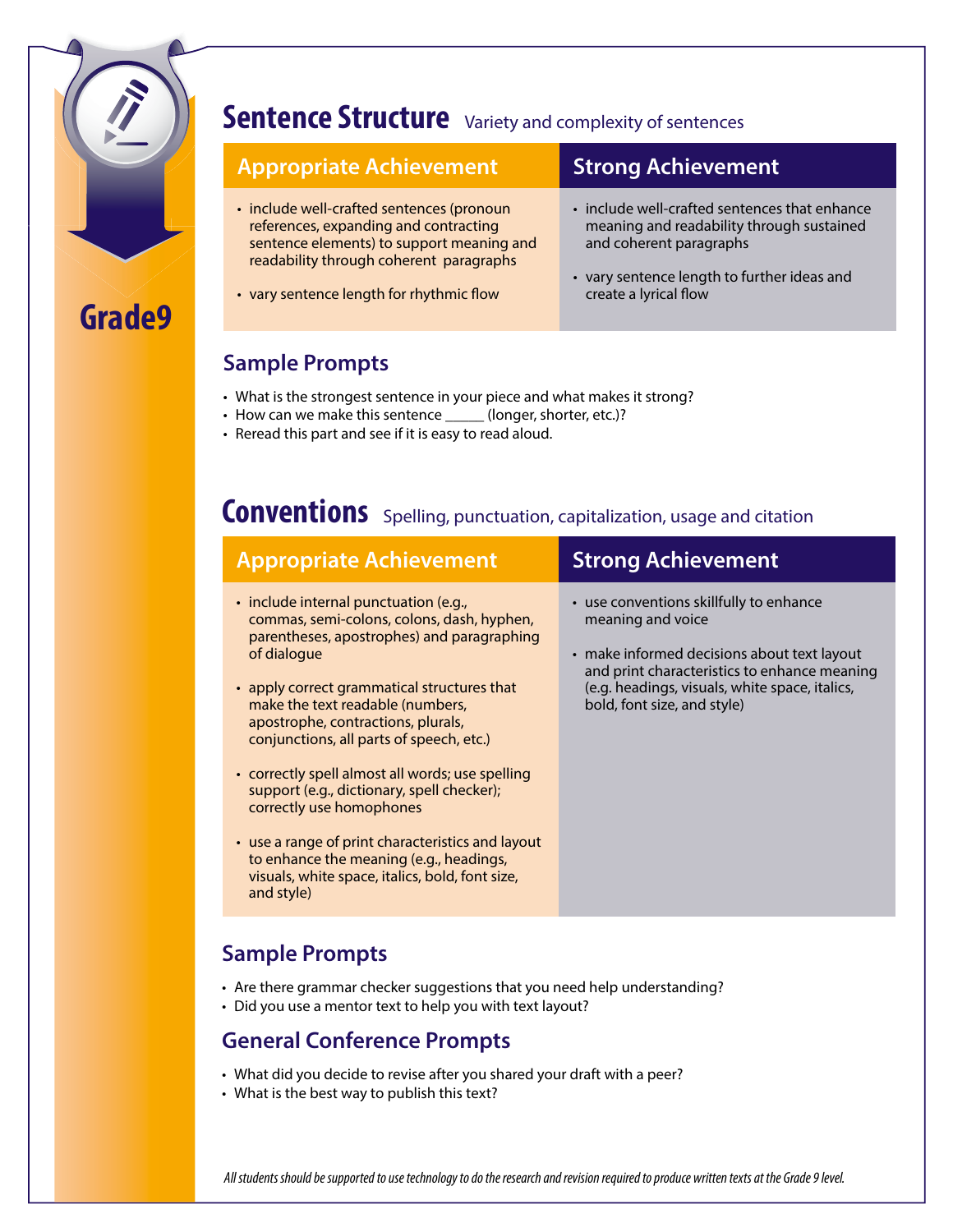Grade9

## Sentence Structure

Variety and complexity of sentences

| Appropriate Achievement | Strong Achievement |
| --- | --- |
| • include well-crafted sentences (pronoun references, expanding and contracting sentence elements) to support meaning and readability through coherent paragraphs<br><br>• vary sentence length for rhythmic flow | • include well-crafted sentences that enhance meaning and readability through sustained and coherent paragraphs<br><br>• vary sentence length to further ideas and create a lyrical flow |

### Sample Prompts

- What is the strongest sentence in your piece and what makes it strong?
- How can we make this sentence _____ (longer, shorter, etc.)?
- Reread this part and see if it is easy to read aloud.

## Conventions

Spelling, punctuation, capitalization, usage and citation

| Appropriate Achievement | Strong Achievement |
| --- | --- |
| • include internal punctuation (e.g., commas, semi-colons, colons, dash, hyphen, parentheses, apostrophes) and paragraphing of dialogue<br><br>• apply correct grammatical structures that make the text readable (numbers, apostrophe, contractions, plurals, conjunctions, all parts of speech, etc.)<br><br>• correctly spell almost all words; use spelling support (e.g., dictionary, spell checker); correctly use homophones<br><br>• use a range of print characteristics and layout to enhance the meaning (e.g., headings, visuals, white space, italics, bold, font size, and style) | • use conventions skillfully to enhance meaning and voice<br><br>• make informed decisions about text layout and print characteristics to enhance meaning (e.g. headings, visuals, white space, italics, bold, font size, and style) |

### Sample Prompts

- Are there grammar checker suggestions that you need help understanding?
- Did you use a mentor text to help you with text layout?

### General Conference Prompts

- What did you decide to revise after you shared your draft with a peer?
- What is the best way to publish this text?

*All students should be supported to use technology to do the research and revision required to produce written texts at the Grade 9 level.*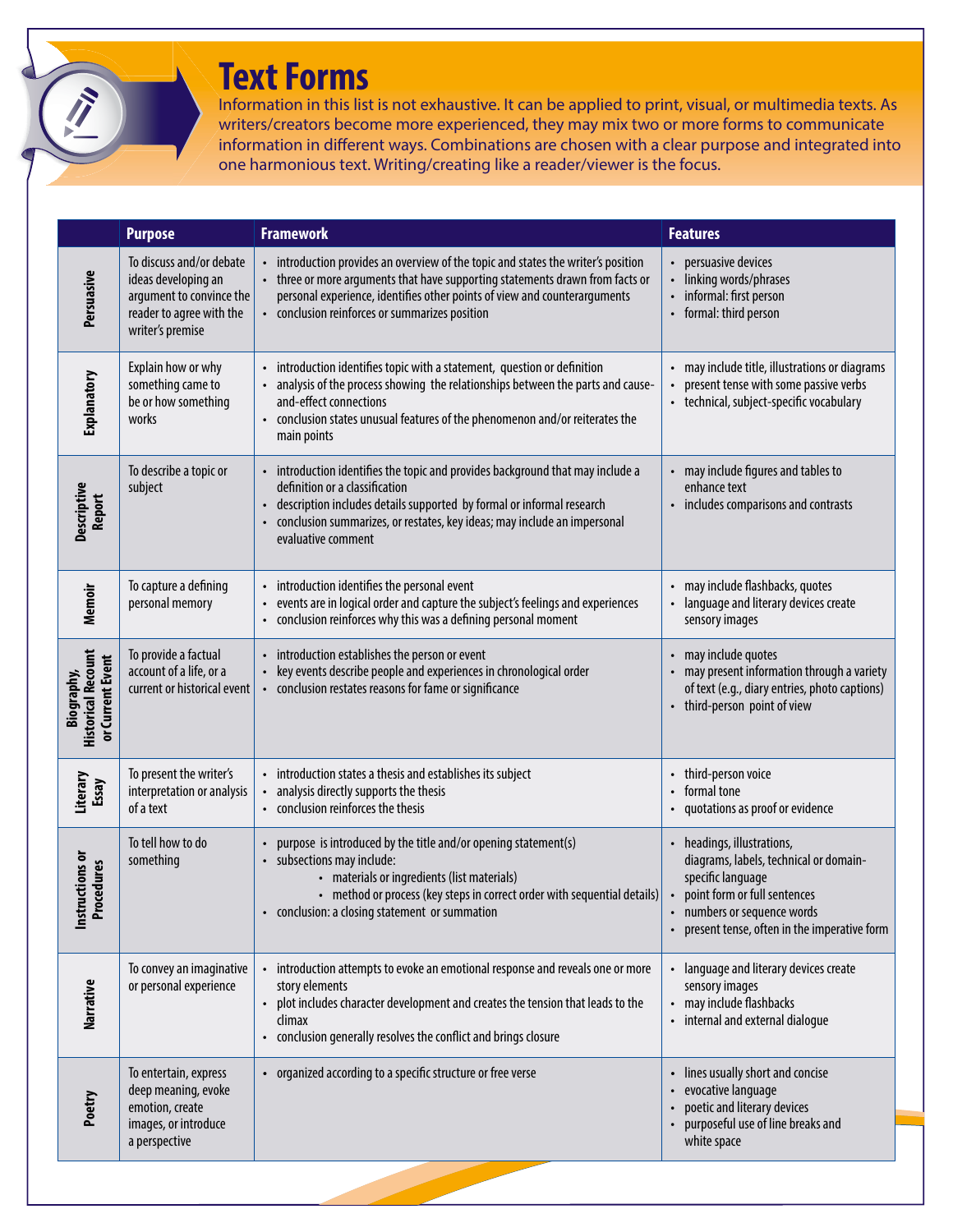# Text Forms

Information in this list is not exhaustive. It can be applied to print, visual, or multimedia texts. As writers/creators become more experienced, they may mix two or more forms to communicate information in different ways. Combinations are chosen with a clear purpose and integrated into one harmonious text. Writing/creating like a reader/viewer is the focus.

| | Purpose | Framework | Features |
|---|---|---|---|
| **Persuasive** | To discuss and/or debate ideas developing an argument to convince the reader to agree with the writer's premise | • introduction provides an overview of the topic and states the writer's position<br>• three or more arguments that have supporting statements drawn from facts or personal experience, identifies other points of view and counterarguments<br>• conclusion reinforces or summarizes position | • persuasive devices<br>• linking words/phrases<br>• informal: first person<br>• formal: third person |
| **Explanatory** | Explain how or why something came to be or how something works | • introduction identifies topic with a statement, question or definition<br>• analysis of the process showing the relationships between the parts and cause-and-effect connections<br>• conclusion states unusual features of the phenomenon and/or reiterates the main points | • may include title, illustrations or diagrams<br>• present tense with some passive verbs<br>• technical, subject-specific vocabulary |
| **Descriptive Report** | To describe a topic or subject | • introduction identifies the topic and provides background that may include a definition or a classification<br>• description includes details supported by formal or informal research<br>• conclusion summarizes, or restates, key ideas; may include an impersonal evaluative comment | • may include figures and tables to enhance text<br>• includes comparisons and contrasts |
| **Memoir** | To capture a defining personal memory | • introduction identifies the personal event<br>• events are in logical order and capture the subject's feelings and experiences<br>• conclusion reinforces why this was a defining personal moment | • may include flashbacks, quotes<br>• language and literary devices create sensory images |
| **Biography, Historical Recount or Current Event** | To provide a factual account of a life, or a current or historical event | • introduction establishes the person or event<br>• key events describe people and experiences in chronological order<br>• conclusion restates reasons for fame or significance | • may include quotes<br>• may present information through a variety of text (e.g., diary entries, photo captions)<br>• third-person point of view |
| **Literary Essay** | To present the writer's interpretation or analysis of a text | • introduction states a thesis and establishes its subject<br>• analysis directly supports the thesis<br>• conclusion reinforces the thesis | • third-person voice<br>• formal tone<br>• quotations as proof or evidence |
| **Instructions or Procedures** | To tell how to do something | • purpose is introduced by the title and/or opening statement(s)<br>• subsections may include:<br>&nbsp;&nbsp;&nbsp;&nbsp;• materials or ingredients (list materials)<br>&nbsp;&nbsp;&nbsp;&nbsp;• method or process (key steps in correct order with sequential details)<br>• conclusion: a closing statement or summation | • headings, illustrations, diagrams, labels, technical or domain-specific language<br>• point form or full sentences<br>• numbers or sequence words<br>• present tense, often in the imperative form |
| **Narrative** | To convey an imaginative or personal experience | • introduction attempts to evoke an emotional response and reveals one or more story elements<br>• plot includes character development and creates the tension that leads to the climax<br>• conclusion generally resolves the conflict and brings closure | • language and literary devices create sensory images<br>• may include flashbacks<br>• internal and external dialogue |
| **Poetry** | To entertain, express deep meaning, evoke emotion, create images, or introduce a perspective | • organized according to a specific structure or free verse | • lines usually short and concise<br>• evocative language<br>• poetic and literary devices<br>• purposeful use of line breaks and white space |